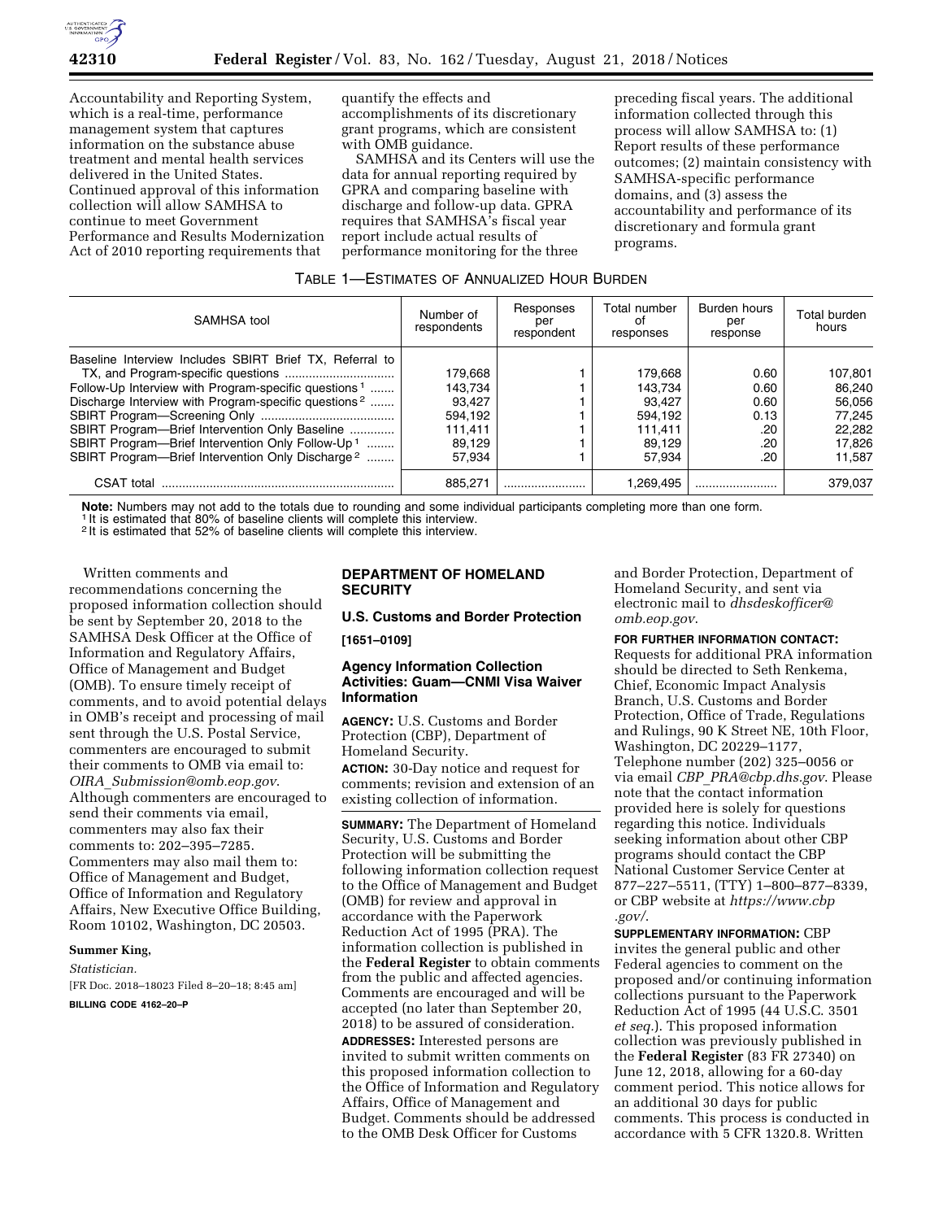Accountability and Reporting System, which is a real-time, performance management system that captures information on the substance abuse treatment and mental health services delivered in the United States. Continued approval of this information collection will allow SAMHSA to continue to meet Government Performance and Results Modernization Act of 2010 reporting requirements that quantify the effects and accomplishments of its discretionary grant programs, which are consistent with OMB guidance.

SAMHSA and its Centers will use the data for annual reporting required by GPRA and comparing baseline with discharge and follow-up data. GPRA requires that SAMHSA's fiscal year report include actual results of performance monitoring for the three preceding fiscal years. The additional information collected through this process will allow SAMHSA to: (1) Report results of these performance outcomes; (2) maintain consistency with SAMHSA-specific performance domains, and (3) assess the accountability and performance of its discretionary and formula grant programs.

TABLE 1—ESTIMATES OF ANNUALIZED HOUR BURDEN

| SAMHSA tool | Number of respondents | Responses per respondent | Total number of responses | Burden hours per response | Total burden hours |
|---|---|---|---|---|---|
| Baseline Interview Includes SBIRT Brief TX, Referral to TX, and Program-specific questions | 179,668 | 1 | 179,668 | 0.60 | 107,801 |
| Follow-Up Interview with Program-specific questions [1] | 143,734 | 1 | 143,734 | 0.60 | 86,240 |
| Discharge Interview with Program-specific questions [2] | 93,427 | 1 | 93,427 | 0.60 | 56,056 |
| SBIRT Program—Screening Only | 594,192 | 1 | 594,192 | 0.13 | 77,245 |
| SBIRT Program—Brief Intervention Only Baseline | 111,411 | 1 | 111,411 | .20 | 22,282 |
| SBIRT Program—Brief Intervention Only Follow-Up [1] | 89,129 | 1 | 89,129 | .20 | 17,826 |
| SBIRT Program—Brief Intervention Only Discharge [2] | 57,934 | 1 | 57,934 | .20 | 11,587 |
| CSAT total | 885,271 | | 1,269,495 | | 379,037 |

**Note:** Numbers may not add to the totals due to rounding and some individual participants completing more than one form.
[1] It is estimated that 80% of baseline clients will complete this interview.
[2] It is estimated that 52% of baseline clients will complete this interview.

Written comments and recommendations concerning the proposed information collection should be sent by September 20, 2018 to the SAMHSA Desk Officer at the Office of Information and Regulatory Affairs, Office of Management and Budget (OMB). To ensure timely receipt of comments, and to avoid potential delays in OMB's receipt and processing of mail sent through the U.S. Postal Service, commenters are encouraged to submit their comments to OMB via email to: *OIRA_Submission@omb.eop.gov*. Although commenters are encouraged to send their comments via email, commenters may also fax their comments to: 202–395–7285. Commenters may also mail them to: Office of Management and Budget, Office of Information and Regulatory Affairs, New Executive Office Building, Room 10102, Washington, DC 20503.

**Summer King,**

*Statistician.*

[FR Doc. 2018–18023 Filed 8–20–18; 8:45 am]

**BILLING CODE 4162–20–P**

## DEPARTMENT OF HOMELAND SECURITY

### U.S. Customs and Border Protection

**[1651–0109]**

### Agency Information Collection Activities: Guam—CNMI Visa Waiver Information

**AGENCY:** U.S. Customs and Border Protection (CBP), Department of Homeland Security.

**ACTION:** 30-Day notice and request for comments; revision and extension of an existing collection of information.

**SUMMARY:** The Department of Homeland Security, U.S. Customs and Border Protection will be submitting the following information collection request to the Office of Management and Budget (OMB) for review and approval in accordance with the Paperwork Reduction Act of 1995 (PRA). The information collection is published in the **Federal Register** to obtain comments from the public and affected agencies. Comments are encouraged and will be accepted (no later than September 20, 2018) to be assured of consideration.

**ADDRESSES:** Interested persons are invited to submit written comments on this proposed information collection to the Office of Information and Regulatory Affairs, Office of Management and Budget. Comments should be addressed to the OMB Desk Officer for Customs and Border Protection, Department of Homeland Security, and sent via electronic mail to *dhsdeskofficer@omb.eop.gov*.

**FOR FURTHER INFORMATION CONTACT:** Requests for additional PRA information should be directed to Seth Renkema, Chief, Economic Impact Analysis Branch, U.S. Customs and Border Protection, Office of Trade, Regulations and Rulings, 90 K Street NE, 10th Floor, Washington, DC 20229–1177, Telephone number (202) 325–0056 or via email *CBP_PRA@cbp.dhs.gov*. Please note that the contact information provided here is solely for questions regarding this notice. Individuals seeking information about other CBP programs should contact the CBP National Customer Service Center at 877–227–5511, (TTY) 1–800–877–8339, or CBP website at *https://www.cbp.gov/*.

**SUPPLEMENTARY INFORMATION:** CBP invites the general public and other Federal agencies to comment on the proposed and/or continuing information collections pursuant to the Paperwork Reduction Act of 1995 (44 U.S.C. 3501 *et seq.*). This proposed information collection was previously published in the **Federal Register** (83 FR 27340) on June 12, 2018, allowing for a 60-day comment period. This notice allows for an additional 30 days for public comments. This process is conducted in accordance with 5 CFR 1320.8. Written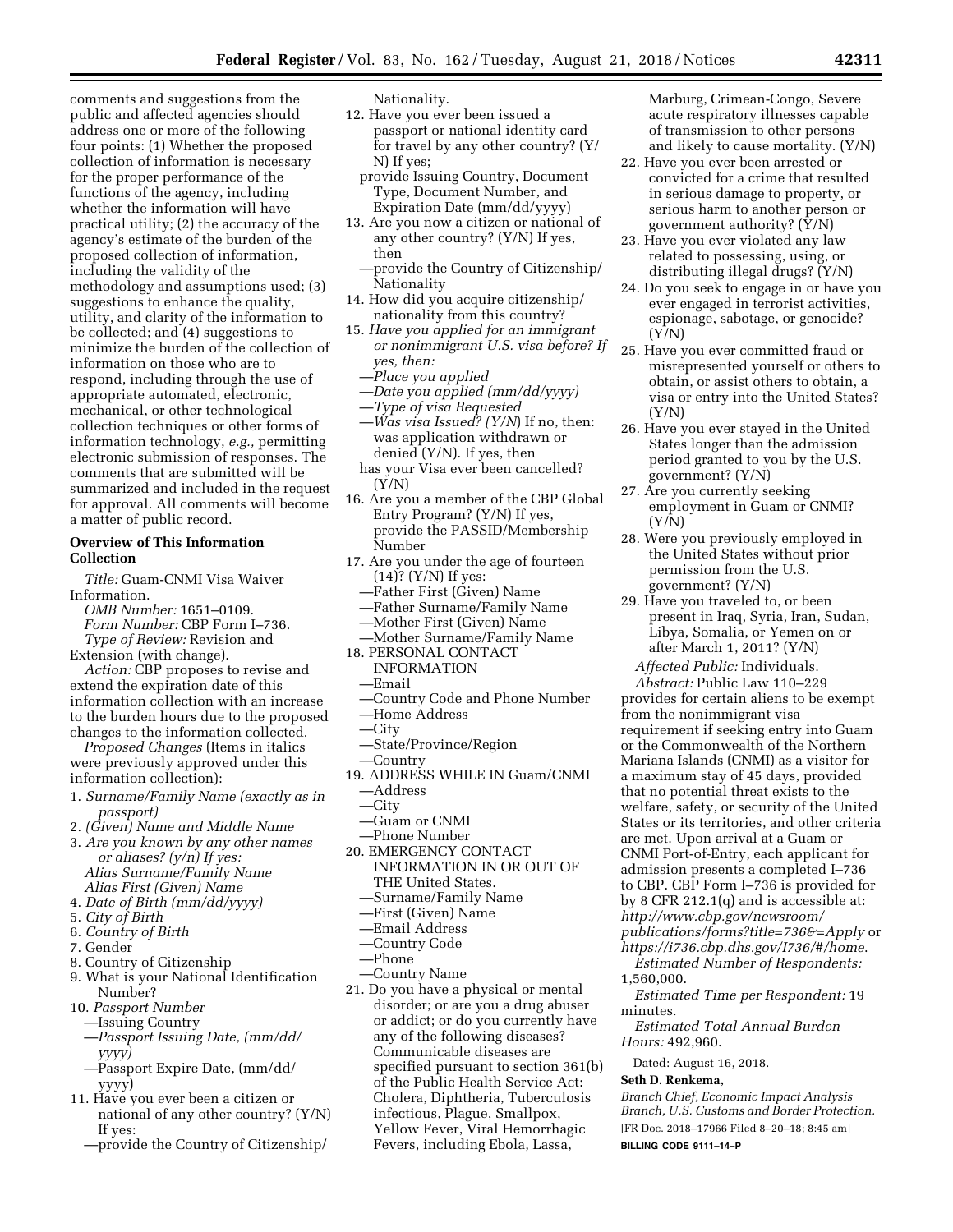comments and suggestions from the public and affected agencies should address one or more of the following four points: (1) Whether the proposed collection of information is necessary for the proper performance of the functions of the agency, including whether the information will have practical utility; (2) the accuracy of the agency's estimate of the burden of the proposed collection of information, including the validity of the methodology and assumptions used; (3) suggestions to enhance the quality, utility, and clarity of the information to be collected; and (4) suggestions to minimize the burden of the collection of information on those who are to respond, including through the use of appropriate automated, electronic, mechanical, or other technological collection techniques or other forms of information technology, *e.g.,* permitting electronic submission of responses. The comments that are submitted will be summarized and included in the request for approval. All comments will become a matter of public record.

**Overview of This Information Collection**

*Title:* Guam-CNMI Visa Waiver Information.

*OMB Number:* 1651–0109.

*Form Number:* CBP Form I–736.

*Type of Review:* Revision and Extension (with change).

*Action:* CBP proposes to revise and extend the expiration date of this information collection with an increase to the burden hours due to the proposed changes to the information collected.

*Proposed Changes* (Items in italics were previously approved under this information collection):

1. *Surname/Family Name (exactly as in passport)*
2. *(Given) Name and Middle Name*
3. *Are you known by any other names or aliases? (y/n) If yes: Alias Surname/Family Name Alias First (Given) Name*
4. *Date of Birth (mm/dd/yyyy)*
5. *City of Birth*
6. *Country of Birth*
7. Gender
8. Country of Citizenship
9. What is your National Identification Number?
10. *Passport Number*
    —Issuing Country
    —*Passport Issuing Date, (mm/dd/yyyy)*
    —Passport Expire Date, (mm/dd/yyyy)
11. Have you ever been a citizen or national of any other country? (Y/N) If yes:
    —provide the Country of Citizenship/Nationality.
12. Have you ever been issued a passport or national identity card for travel by any other country? (Y/N) If yes;
    provide Issuing Country, Document Type, Document Number, and Expiration Date (mm/dd/yyyy)
13. Are you now a citizen or national of any other country? (Y/N) If yes, then
    —provide the Country of Citizenship/Nationality
14. How did you acquire citizenship/nationality from this country?
15. *Have you applied for an immigrant or nonimmigrant U.S. visa before? If yes, then:*
    —*Place you applied*
    —*Date you applied (mm/dd/yyyy)*
    —*Type of visa Requested*
    —*Was visa Issued? (Y/N)* If no, then: was application withdrawn or denied (Y/N). If yes, then
    has your Visa ever been cancelled? (Y/N)
16. Are you a member of the CBP Global Entry Program? (Y/N) If yes, provide the PASSID/Membership Number
17. Are you under the age of fourteen (14)? (Y/N) If yes:
    —Father First (Given) Name
    —Father Surname/Family Name
    —Mother First (Given) Name
    —Mother Surname/Family Name
18. PERSONAL CONTACT INFORMATION
    —Email
    —Country Code and Phone Number
    —Home Address
    —City
    —State/Province/Region
    —Country
19. ADDRESS WHILE IN Guam/CNMI
    —Address
    —City
    —Guam or CNMI
    —Phone Number
20. EMERGENCY CONTACT INFORMATION IN OR OUT OF THE United States.
    —Surname/Family Name
    —First (Given) Name
    —Email Address
    —Country Code
    —Phone
    —Country Name
21. Do you have a physical or mental disorder; or are you a drug abuser or addict; or do you currently have any of the following diseases? Communicable diseases are specified pursuant to section 361(b) of the Public Health Service Act: Cholera, Diphtheria, Tuberculosis infectious, Plague, Smallpox, Yellow Fever, Viral Hemorrhagic Fevers, including Ebola, Lassa, Marburg, Crimean-Congo, Severe acute respiratory illnesses capable of transmission to other persons and likely to cause mortality. (Y/N)
22. Have you ever been arrested or convicted for a crime that resulted in serious damage to property, or serious harm to another person or government authority? (Y/N)
23. Have you ever violated any law related to possessing, using, or distributing illegal drugs? (Y/N)
24. Do you seek to engage in or have you ever engaged in terrorist activities, espionage, sabotage, or genocide? (Y/N)
25. Have you ever committed fraud or misrepresented yourself or others to obtain, or assist others to obtain, a visa or entry into the United States? (Y/N)
26. Have you ever stayed in the United States longer than the admission period granted to you by the U.S. government? (Y/N)
27. Are you currently seeking employment in Guam or CNMI? (Y/N)
28. Were you previously employed in the United States without prior permission from the U.S. government? (Y/N)
29. Have you traveled to, or been present in Iraq, Syria, Iran, Sudan, Libya, Somalia, or Yemen on or after March 1, 2011? (Y/N)

*Affected Public:* Individuals.

*Abstract:* Public Law 110–229 provides for certain aliens to be exempt from the nonimmigrant visa requirement if seeking entry into Guam or the Commonwealth of the Northern Mariana Islands (CNMI) as a visitor for a maximum stay of 45 days, provided that no potential threat exists to the welfare, safety, or security of the United States or its territories, and other criteria are met. Upon arrival at a Guam or CNMI Port-of-Entry, each applicant for admission presents a completed I–736 to CBP. CBP Form I–736 is provided for by 8 CFR 212.1(q) and is accessible at: *http://www.cbp.gov/newsroom/publications/forms?title=736&=Apply* or *https://i736.cbp.dhs.gov/I736/#/home*.

*Estimated Number of Respondents:* 1,560,000.

*Estimated Time per Respondent:* 19 minutes.

*Estimated Total Annual Burden Hours:* 492,960.

Dated: August 16, 2018.

**Seth D. Renkema,**

*Branch Chief, Economic Impact Analysis Branch, U.S. Customs and Border Protection.*

[FR Doc. 2018–17966 Filed 8–20–18; 8:45 am]

**BILLING CODE 9111–14–P**